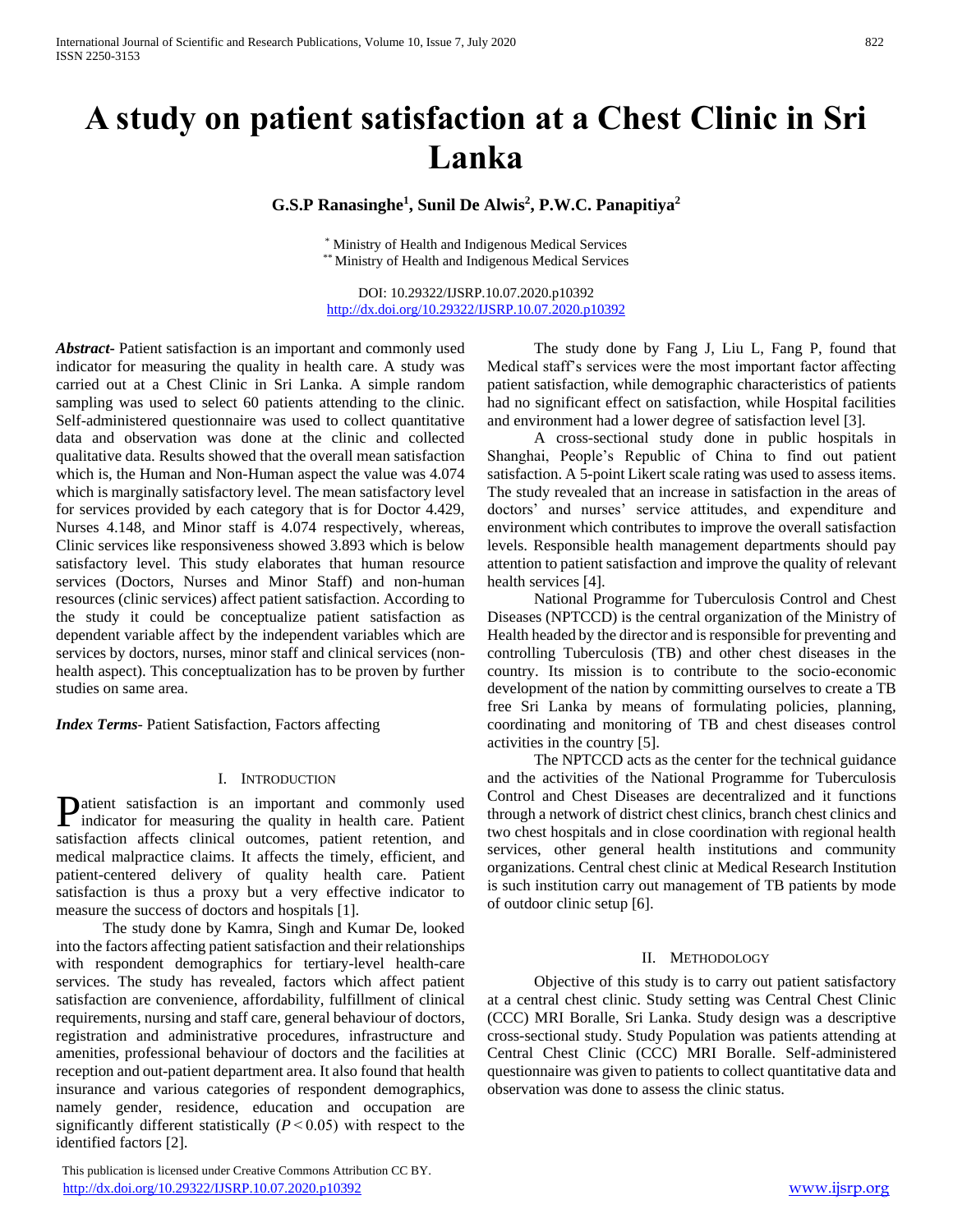# A study on patient satisfaction at a Chest Clinic in Sri Lanka

**G.S.P Ranasinghe[1], Sunil De Alwis[2], P.W.C. Panapitiya[2]**

[*] Ministry of Health and Indigenous Medical Services
[**] Ministry of Health and Indigenous Medical Services

DOI: 10.29322/IJSRP.10.07.2020.p10392
http://dx.doi.org/10.29322/IJSRP.10.07.2020.p10392

***Abstract*-** Patient satisfaction is an important and commonly used indicator for measuring the quality in health care. A study was carried out at a Chest Clinic in Sri Lanka. A simple random sampling was used to select 60 patients attending to the clinic. Self-administered questionnaire was used to collect quantitative data and observation was done at the clinic and collected qualitative data. Results showed that the overall mean satisfaction which is, the Human and Non-Human aspect the value was 4.074 which is marginally satisfactory level. The mean satisfactory level for services provided by each category that is for Doctor 4.429, Nurses 4.148, and Minor staff is 4.074 respectively, whereas, Clinic services like responsiveness showed 3.893 which is below satisfactory level. This study elaborates that human resource services (Doctors, Nurses and Minor Staff) and non-human resources (clinic services) affect patient satisfaction. According to the study it could be conceptualize patient satisfaction as dependent variable affect by the independent variables which are services by doctors, nurses, minor staff and clinical services (non-health aspect). This conceptualization has to be proven by further studies on same area.

***Index Terms*-** Patient Satisfaction, Factors affecting

## I. Introduction

Patient satisfaction is an important and commonly used indicator for measuring the quality in health care. Patient satisfaction affects clinical outcomes, patient retention, and medical malpractice claims. It affects the timely, efficient, and patient-centered delivery of quality health care. Patient satisfaction is thus a proxy but a very effective indicator to measure the success of doctors and hospitals [1].

The study done by Kamra, Singh and Kumar De, looked into the factors affecting patient satisfaction and their relationships with respondent demographics for tertiary-level health-care services. The study has revealed, factors which affect patient satisfaction are convenience, affordability, fulfillment of clinical requirements, nursing and staff care, general behaviour of doctors, registration and administrative procedures, infrastructure and amenities, professional behaviour of doctors and the facilities at reception and out-patient department area. It also found that health insurance and various categories of respondent demographics, namely gender, residence, education and occupation are significantly different statistically ($P < 0.05$) with respect to the identified factors [2].

The study done by Fang J, Liu L, Fang P, found that Medical staff's services were the most important factor affecting patient satisfaction, while demographic characteristics of patients had no significant effect on satisfaction, while Hospital facilities and environment had a lower degree of satisfaction level [3].

A cross-sectional study done in public hospitals in Shanghai, People's Republic of China to find out patient satisfaction. A 5-point Likert scale rating was used to assess items. The study revealed that an increase in satisfaction in the areas of doctors' and nurses' service attitudes, and expenditure and environment which contributes to improve the overall satisfaction levels. Responsible health management departments should pay attention to patient satisfaction and improve the quality of relevant health services [4].

National Programme for Tuberculosis Control and Chest Diseases (NPTCCD) is the central organization of the Ministry of Health headed by the director and is responsible for preventing and controlling Tuberculosis (TB) and other chest diseases in the country. Its mission is to contribute to the socio-economic development of the nation by committing ourselves to create a TB free Sri Lanka by means of formulating policies, planning, coordinating and monitoring of TB and chest diseases control activities in the country [5].

The NPTCCD acts as the center for the technical guidance and the activities of the National Programme for Tuberculosis Control and Chest Diseases are decentralized and it functions through a network of district chest clinics, branch chest clinics and two chest hospitals and in close coordination with regional health services, other general health institutions and community organizations. Central chest clinic at Medical Research Institution is such institution carry out management of TB patients by mode of outdoor clinic setup [6].

## II. Methodology

Objective of this study is to carry out patient satisfactory at a central chest clinic. Study setting was Central Chest Clinic (CCC) MRI Boralle, Sri Lanka. Study design was a descriptive cross-sectional study. Study Population was patients attending at Central Chest Clinic (CCC) MRI Boralle. Self-administered questionnaire was given to patients to collect quantitative data and observation was done to assess the clinic status.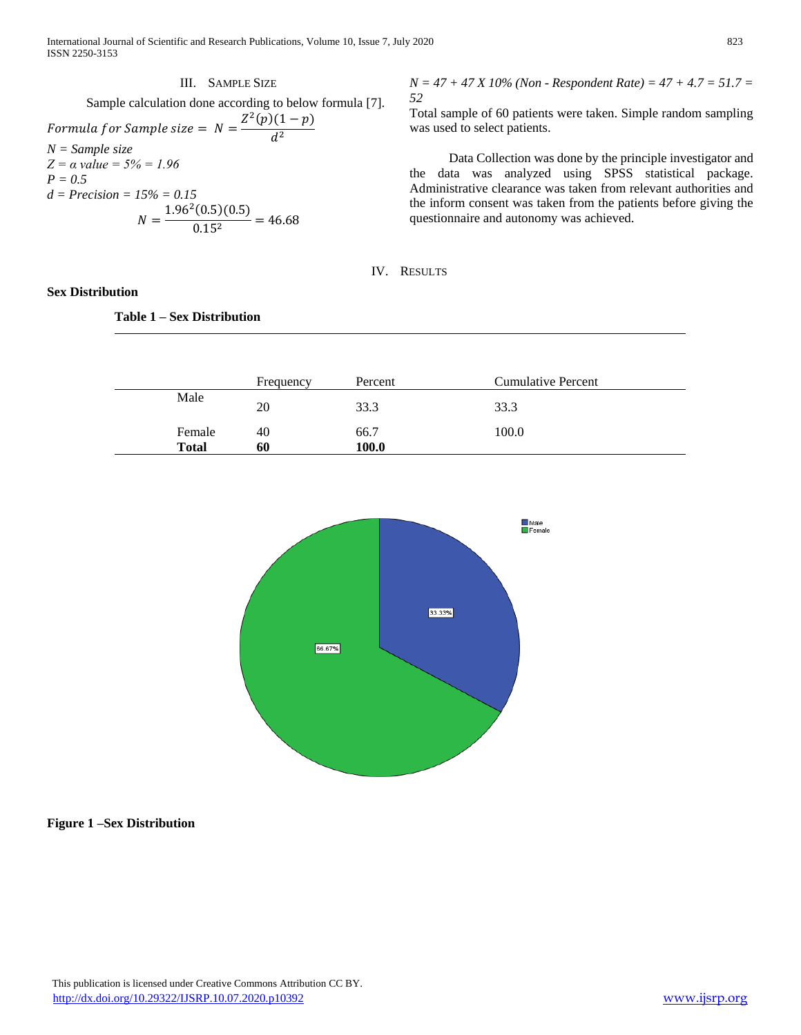## III. SAMPLE SIZE

Sample calculation done according to below formula [7].

$$Formula\ for\ Sample\ size = N = \frac{Z^2(p)(1-p)}{d^2}$$

*N = Sample size*
*Z = α value = 5% = 1.96*
*P = 0.5*
*d = Precision = 15% = 0.15*

$$N = \frac{1.96^2(0.5)(0.5)}{0.15^2} = 46.68$$

*N = 47 + 47 X 10% (Non - Respondent Rate) = 47 + 4.7 = 51.7 = 52*

Total sample of 60 patients were taken. Simple random sampling was used to select patients.

Data Collection was done by the principle investigator and the data was analyzed using SPSS statistical package. Administrative clearance was taken from relevant authorities and the inform consent was taken from the patients before giving the questionnaire and autonomy was achieved.

## IV. RESULTS

### Sex Distribution

**Table 1 – Sex Distribution**

| | Frequency | Percent | Cumulative Percent |
|---|---|---|---|
| Male | 20 | 33.3 | 33.3 |
| Female | 40 | 66.7 | 100.0 |
| **Total** | **60** | **100.0** | |

**Figure 1 –Sex Distribution**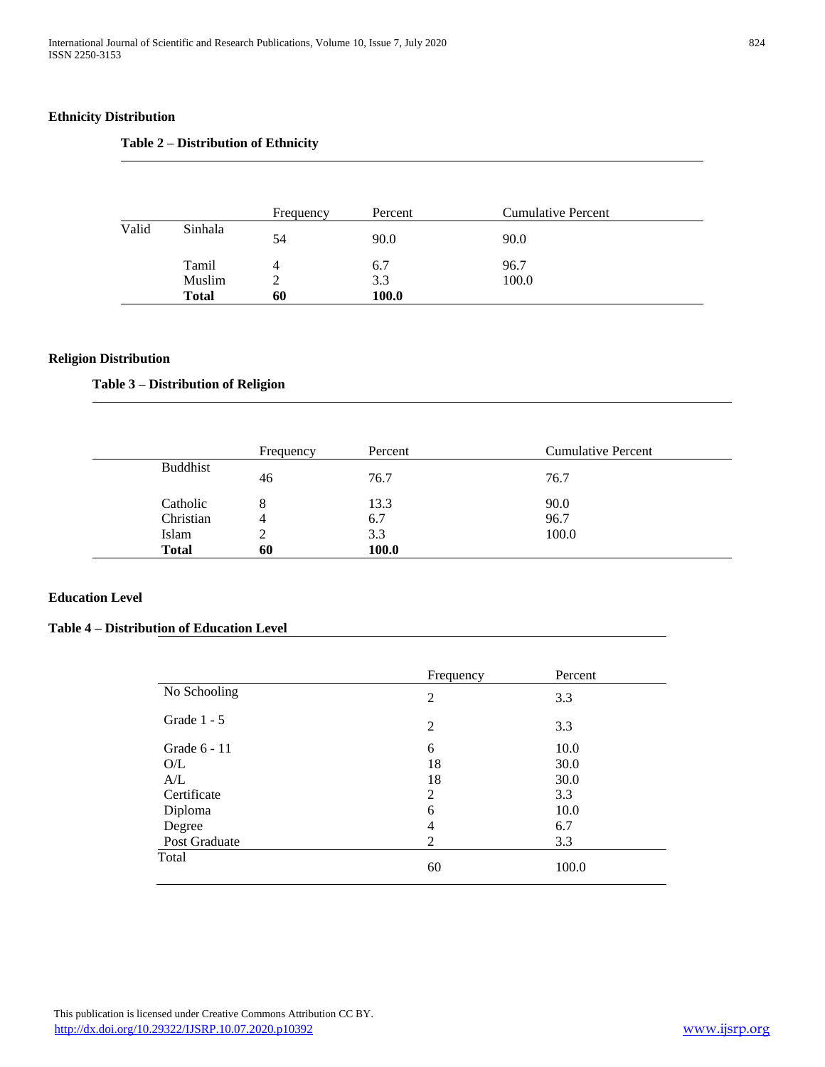### Ethnicity Distribution

**Table 2 – Distribution of Ethnicity**

| | | Frequency | Percent | Cumulative Percent |
|---|---|---|---|---|
| Valid | Sinhala | 54 | 90.0 | 90.0 |
| | Tamil | 4 | 6.7 | 96.7 |
| | Muslim | 2 | 3.3 | 100.0 |
| | **Total** | **60** | **100.0** | |

### Religion Distribution

**Table 3 – Distribution of Religion**

| | Frequency | Percent | Cumulative Percent |
|---|---|---|---|
| Buddhist | 46 | 76.7 | 76.7 |
| Catholic | 8 | 13.3 | 90.0 |
| Christian | 4 | 6.7 | 96.7 |
| Islam | 2 | 3.3 | 100.0 |
| **Total** | **60** | **100.0** | |

### Education Level

**Table 4 – Distribution of Education Level**

| | Frequency | Percent |
|---|---|---|
| No Schooling | 2 | 3.3 |
| Grade 1 - 5 | 2 | 3.3 |
| Grade 6 - 11 | 6 | 10.0 |
| O/L | 18 | 30.0 |
| A/L | 18 | 30.0 |
| Certificate | 2 | 3.3 |
| Diploma | 6 | 10.0 |
| Degree | 4 | 6.7 |
| Post Graduate | 2 | 3.3 |
| Total | 60 | 100.0 |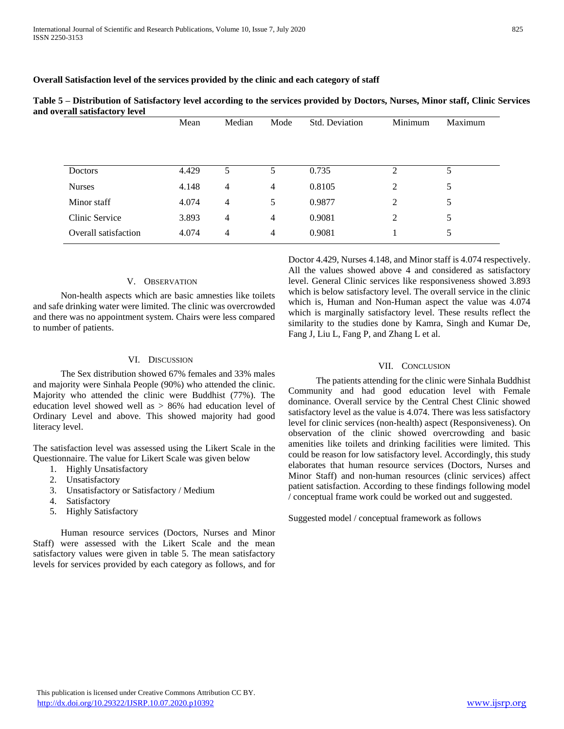**Overall Satisfaction level of the services provided by the clinic and each category of staff**

**Table 5 – Distribution of Satisfactory level according to the services provided by Doctors, Nurses, Minor staff, Clinic Services and overall satisfactory level**

| | Mean | Median | Mode | Std. Deviation | Minimum | Maximum |
|---|---|---|---|---|---|---|
| Doctors | 4.429 | 5 | 5 | 0.735 | 2 | 5 |
| Nurses | 4.148 | 4 | 4 | 0.8105 | 2 | 5 |
| Minor staff | 4.074 | 4 | 5 | 0.9877 | 2 | 5 |
| Clinic Service | 3.893 | 4 | 4 | 0.9081 | 2 | 5 |
| Overall satisfaction | 4.074 | 4 | 4 | 0.9081 | 1 | 5 |

## V. Observation

Non-health aspects which are basic amnesties like toilets and safe drinking water were limited. The clinic was overcrowded and there was no appointment system. Chairs were less compared to number of patients.

## VI. Discussion

The Sex distribution showed 67% females and 33% males and majority were Sinhala People (90%) who attended the clinic. Majority who attended the clinic were Buddhist (77%). The education level showed well as > 86% had education level of Ordinary Level and above. This showed majority had good literacy level.

The satisfaction level was assessed using the Likert Scale in the Questionnaire. The value for Likert Scale was given below

1. Highly Unsatisfactory
2. Unsatisfactory
3. Unsatisfactory or Satisfactory / Medium
4. Satisfactory
5. Highly Satisfactory

Human resource services (Doctors, Nurses and Minor Staff) were assessed with the Likert Scale and the mean satisfactory values were given in table 5. The mean satisfactory levels for services provided by each category as follows, and for Doctor 4.429, Nurses 4.148, and Minor staff is 4.074 respectively. All the values showed above 4 and considered as satisfactory level. General Clinic services like responsiveness showed 3.893 which is below satisfactory level. The overall service in the clinic which is, Human and Non-Human aspect the value was 4.074 which is marginally satisfactory level. These results reflect the similarity to the studies done by Kamra, Singh and Kumar De, Fang J, Liu L, Fang P, and Zhang L et al.

## VII. Conclusion

The patients attending for the clinic were Sinhala Buddhist Community and had good education level with Female dominance. Overall service by the Central Chest Clinic showed satisfactory level as the value is 4.074. There was less satisfactory level for clinic services (non-health) aspect (Responsiveness). On observation of the clinic showed overcrowding and basic amenities like toilets and drinking facilities were limited. This could be reason for low satisfactory level. Accordingly, this study elaborates that human resource services (Doctors, Nurses and Minor Staff) and non-human resources (clinic services) affect patient satisfaction. According to these findings following model / conceptual frame work could be worked out and suggested.

Suggested model / conceptual framework as follows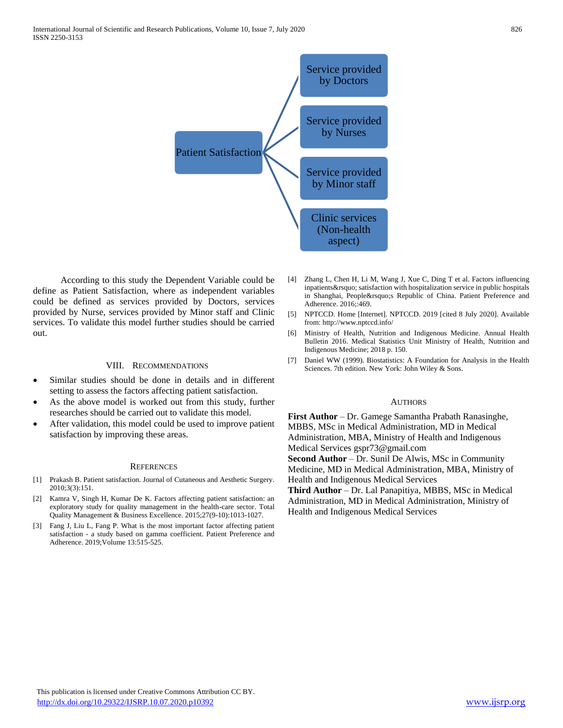Patient Satisfaction

Service provided by Doctors

Service provided by Nurses

Service provided by Minor staff

Clinic services (Non-health aspect)

According to this study the Dependent Variable could be define as Patient Satisfaction, where as independent variables could be defined as services provided by Doctors, services provided by Nurse, services provided by Minor staff and Clinic services. To validate this model further studies should be carried out.

## VIII. Recommendations

- Similar studies should be done in details and in different setting to assess the factors affecting patient satisfaction.
- As the above model is worked out from this study, further researches should be carried out to validate this model.
- After validation, this model could be used to improve patient satisfaction by improving these areas.

## References

[1] Prakash B. Patient satisfaction. Journal of Cutaneous and Aesthetic Surgery. 2010;3(3):151.

[2] Kamra V, Singh H, Kumar De K. Factors affecting patient satisfaction: an exploratory study for quality management in the health-care sector. Total Quality Management & Business Excellence. 2015;27(9-10):1013-1027.

[3] Fang J, Liu L, Fang P. What is the most important factor affecting patient satisfaction - a study based on gamma coefficient. Patient Preference and Adherence. 2019;Volume 13:515-525.

[4] Zhang L, Chen H, Li M, Wang J, Xue C, Ding T et al. Factors influencing inpatients&rsquo; satisfaction with hospitalization service in public hospitals in Shanghai, People&rsquo;s Republic of China. Patient Preference and Adherence. 2016;:469.

[5] NPTCCD. Home [Internet]. NPTCCD. 2019 [cited 8 July 2020]. Available from: http://www.nptccd.info/

[6] Ministry of Health, Nutrition and Indigenous Medicine. Annual Health Bulletin 2016. Medical Statistics Unit Ministry of Health, Nutrition and Indigenous Medicine; 2018 p. 150.

[7] Daniel WW (1999). Biostatistics: A Foundation for Analysis in the Health Sciences. 7th edition. New York: John Wiley & Sons.

## Authors

**First Author** – Dr. Gamege Samantha Prabath Ranasinghe, MBBS, MSc in Medical Administration, MD in Medical Administration, MBA, Ministry of Health and Indigenous Medical Services gspr73@gmail.com

**Second Author** – Dr. Sunil De Alwis, MSc in Community Medicine, MD in Medical Administration, MBA, Ministry of Health and Indigenous Medical Services

**Third Author** – Dr. Lal Panapitiya, MBBS, MSc in Medical Administration, MD in Medical Administration, Ministry of Health and Indigenous Medical Services

This publication is licensed under Creative Commons Attribution CC BY.
http://dx.doi.org/10.29322/IJSRP.10.07.2020.p10392